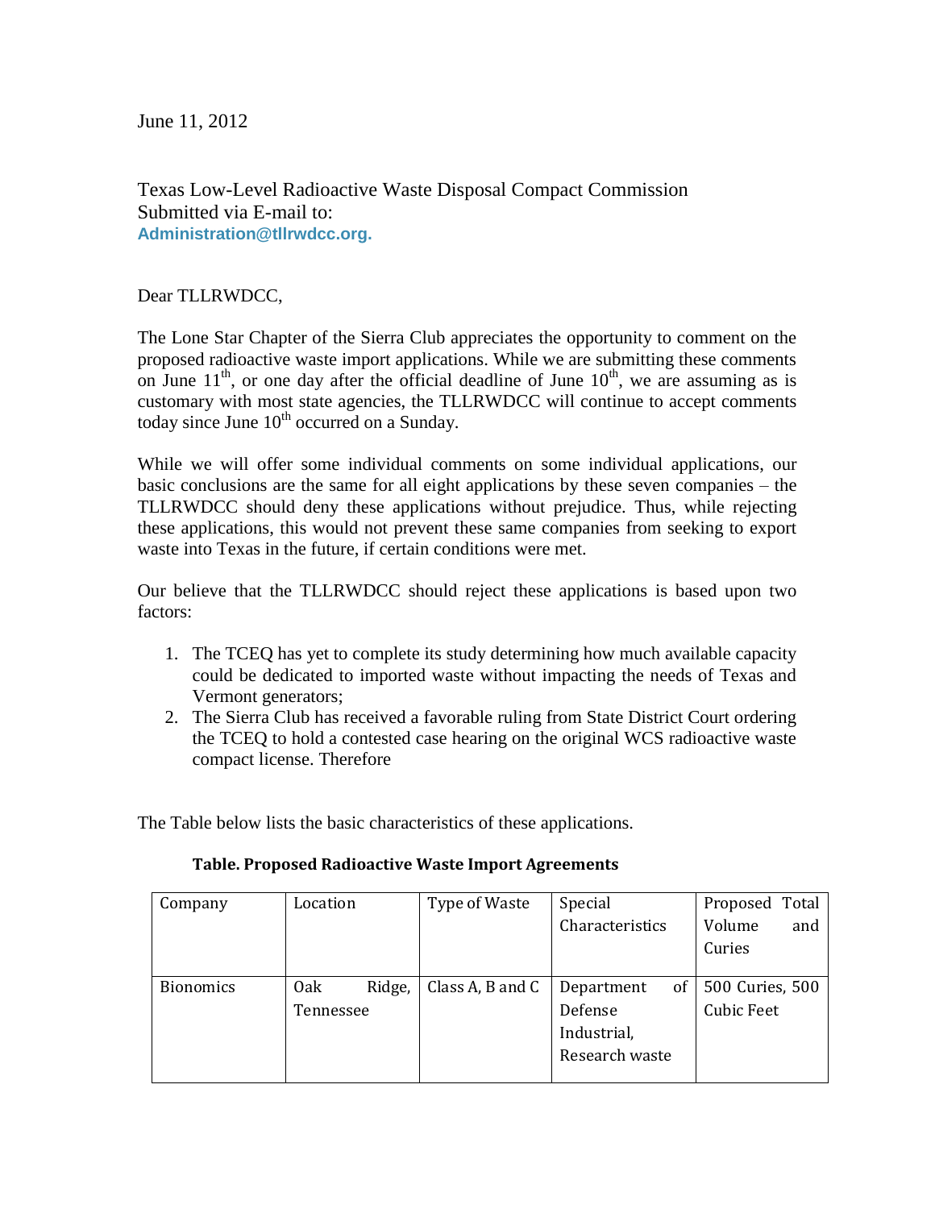June 11, 2012

Texas Low-Level Radioactive Waste Disposal Compact Commission
Submitted via E-mail to:
**Administration@tllrwdcc.org.**

Dear TLLRWDCC,

The Lone Star Chapter of the Sierra Club appreciates the opportunity to comment on the proposed radioactive waste import applications. While we are submitting these comments on June 11th, or one day after the official deadline of June 10th, we are assuming as is customary with most state agencies, the TLLRWDCC will continue to accept comments today since June 10th occurred on a Sunday.

While we will offer some individual comments on some individual applications, our basic conclusions are the same for all eight applications by these seven companies – the TLLRWDCC should deny these applications without prejudice. Thus, while rejecting these applications, this would not prevent these same companies from seeking to export waste into Texas in the future, if certain conditions were met.

Our believe that the TLLRWDCC should reject these applications is based upon two factors:

1. The TCEQ has yet to complete its study determining how much available capacity could be dedicated to imported waste without impacting the needs of Texas and Vermont generators;
2. The Sierra Club has received a favorable ruling from State District Court ordering the TCEQ to hold a contested case hearing on the original WCS radioactive waste compact license. Therefore

The Table below lists the basic characteristics of these applications.

**Table. Proposed Radioactive Waste Import Agreements**

| Company | Location | Type of Waste | Special Characteristics | Proposed Total Volume and Curies |
|---|---|---|---|---|
| Bionomics | Oak Ridge, Tennessee | Class A, B and C | Department of Defense Industrial, Research waste | 500 Curies, 500 Cubic Feet |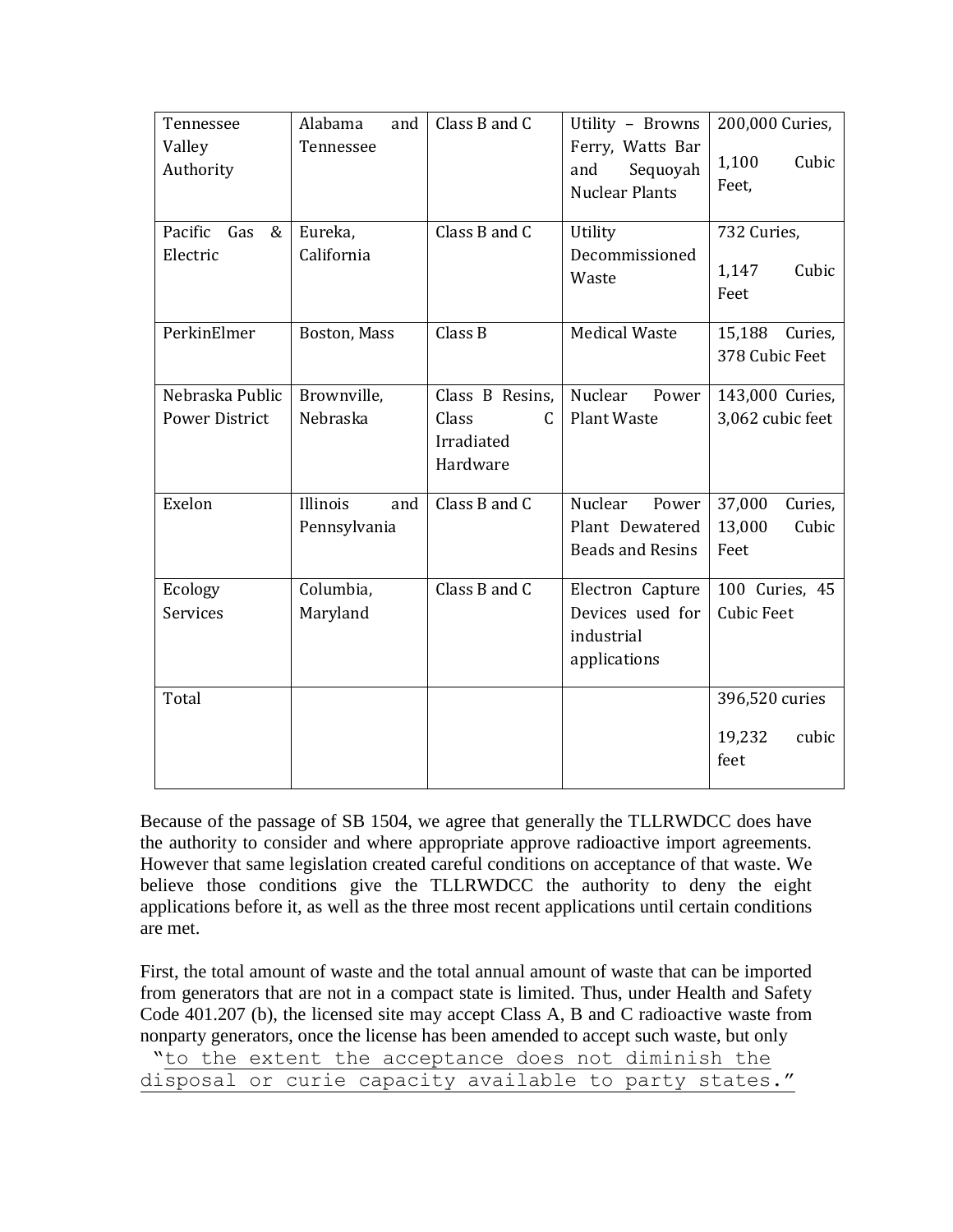| Tennessee Valley Authority | Alabama and Tennessee | Class B and C | Utility – Browns Ferry, Watts Bar and Sequoyah Nuclear Plants | 200,000 Curies, 1,100 Cubic Feet, |
|---|---|---|---|---|
| Pacific Gas & Electric | Eureka, California | Class B and C | Utility Decommissioned Waste | 732 Curies, 1,147 Cubic Feet |
| PerkinElmer | Boston, Mass | Class B | Medical Waste | 15,188 Curies, 378 Cubic Feet |
| Nebraska Public Power District | Brownville, Nebraska | Class B Resins, Class C Irradiated Hardware | Nuclear Power Plant Waste | 143,000 Curies, 3,062 cubic feet |
| Exelon | Illinois and Pennsylvania | Class B and C | Nuclear Power Plant Dewatered Beads and Resins | 37,000 Curies, 13,000 Cubic Feet |
| Ecology Services | Columbia, Maryland | Class B and C | Electron Capture Devices used for industrial applications | 100 Curies, 45 Cubic Feet |
| Total | | | | 396,520 curies 19,232 cubic feet |

Because of the passage of SB 1504, we agree that generally the TLLRWDCC does have the authority to consider and where appropriate approve radioactive import agreements. However that same legislation created careful conditions on acceptance of that waste. We believe those conditions give the TLLRWDCC the authority to deny the eight applications before it, as well as the three most recent applications until certain conditions are met.

First, the total amount of waste and the total annual amount of waste that can be imported from generators that are not in a compact state is limited. Thus, under Health and Safety Code 401.207 (b), the licensed site may accept Class A, B and C radioactive waste from nonparty generators, once the license has been amended to accept such waste, but only "to the extent the acceptance does not diminish the disposal or curie capacity available to party states."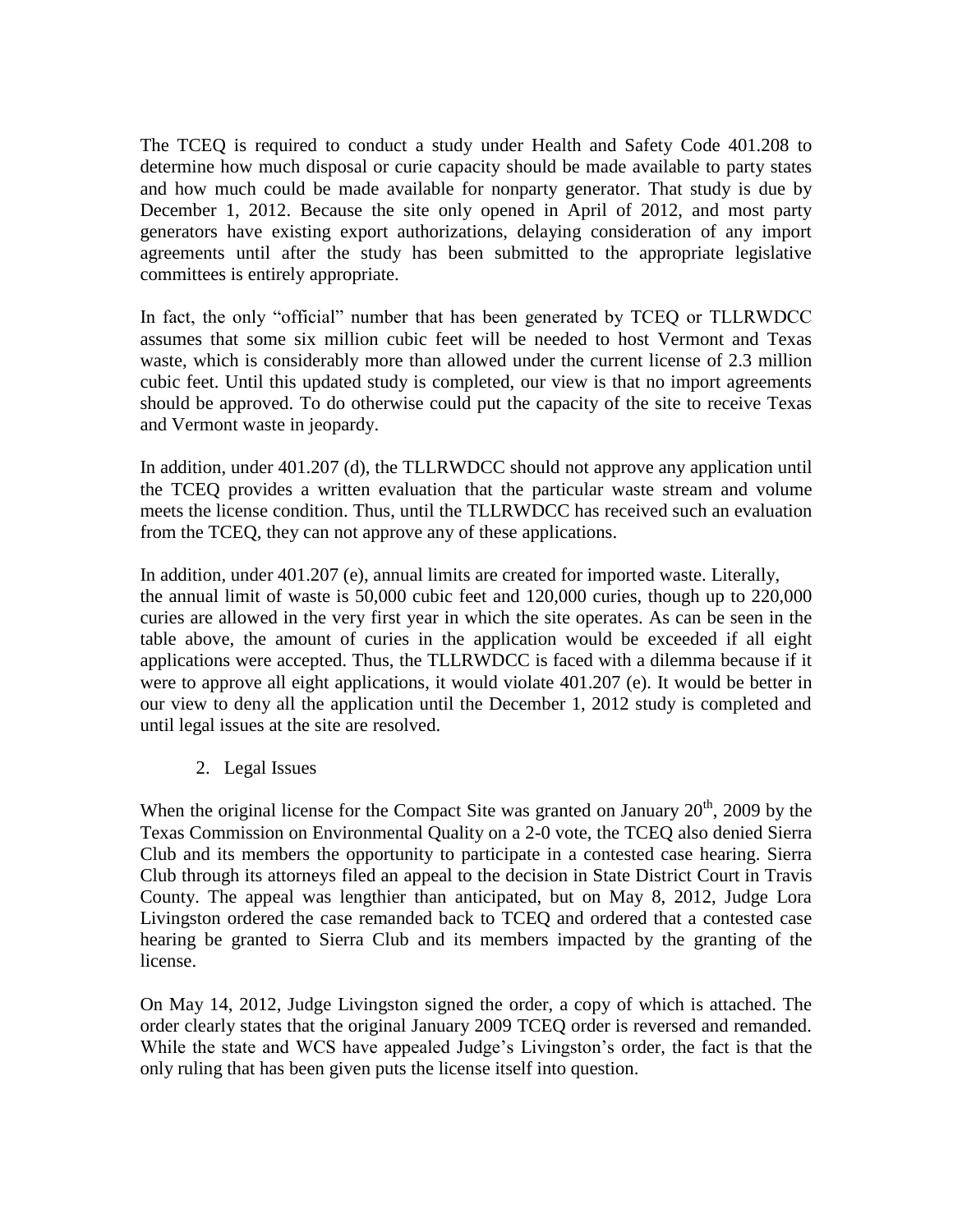The TCEQ is required to conduct a study under Health and Safety Code 401.208 to determine how much disposal or curie capacity should be made available to party states and how much could be made available for nonparty generator. That study is due by December 1, 2012. Because the site only opened in April of 2012, and most party generators have existing export authorizations, delaying consideration of any import agreements until after the study has been submitted to the appropriate legislative committees is entirely appropriate.

In fact, the only "official" number that has been generated by TCEQ or TLLRWDCC assumes that some six million cubic feet will be needed to host Vermont and Texas waste, which is considerably more than allowed under the current license of 2.3 million cubic feet. Until this updated study is completed, our view is that no import agreements should be approved. To do otherwise could put the capacity of the site to receive Texas and Vermont waste in jeopardy.

In addition, under 401.207 (d), the TLLRWDCC should not approve any application until the TCEQ provides a written evaluation that the particular waste stream and volume meets the license condition. Thus, until the TLLRWDCC has received such an evaluation from the TCEQ, they can not approve any of these applications.

In addition, under 401.207 (e), annual limits are created for imported waste. Literally, the annual limit of waste is 50,000 cubic feet and 120,000 curies, though up to 220,000 curies are allowed in the very first year in which the site operates. As can be seen in the table above, the amount of curies in the application would be exceeded if all eight applications were accepted. Thus, the TLLRWDCC is faced with a dilemma because if it were to approve all eight applications, it would violate 401.207 (e). It would be better in our view to deny all the application until the December 1, 2012 study is completed and until legal issues at the site are resolved.

2. Legal Issues

When the original license for the Compact Site was granted on January 20th, 2009 by the Texas Commission on Environmental Quality on a 2-0 vote, the TCEQ also denied Sierra Club and its members the opportunity to participate in a contested case hearing. Sierra Club through its attorneys filed an appeal to the decision in State District Court in Travis County. The appeal was lengthier than anticipated, but on May 8, 2012, Judge Lora Livingston ordered the case remanded back to TCEQ and ordered that a contested case hearing be granted to Sierra Club and its members impacted by the granting of the license.

On May 14, 2012, Judge Livingston signed the order, a copy of which is attached. The order clearly states that the original January 2009 TCEQ order is reversed and remanded. While the state and WCS have appealed Judge's Livingston's order, the fact is that the only ruling that has been given puts the license itself into question.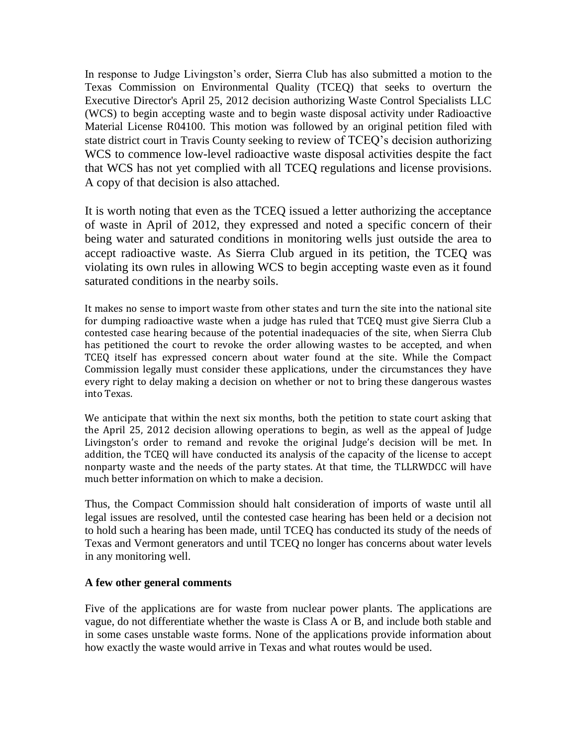In response to Judge Livingston's order, Sierra Club has also submitted a motion to the Texas Commission on Environmental Quality (TCEQ) that seeks to overturn the Executive Director's April 25, 2012 decision authorizing Waste Control Specialists LLC (WCS) to begin accepting waste and to begin waste disposal activity under Radioactive Material License R04100. This motion was followed by an original petition filed with state district court in Travis County seeking to review of TCEQ's decision authorizing WCS to commence low-level radioactive waste disposal activities despite the fact that WCS has not yet complied with all TCEQ regulations and license provisions. A copy of that decision is also attached.

It is worth noting that even as the TCEQ issued a letter authorizing the acceptance of waste in April of 2012, they expressed and noted a specific concern of their being water and saturated conditions in monitoring wells just outside the area to accept radioactive waste. As Sierra Club argued in its petition, the TCEQ was violating its own rules in allowing WCS to begin accepting waste even as it found saturated conditions in the nearby soils.

It makes no sense to import waste from other states and turn the site into the national site for dumping radioactive waste when a judge has ruled that TCEQ must give Sierra Club a contested case hearing because of the potential inadequacies of the site, when Sierra Club has petitioned the court to revoke the order allowing wastes to be accepted, and when TCEQ itself has expressed concern about water found at the site. While the Compact Commission legally must consider these applications, under the circumstances they have every right to delay making a decision on whether or not to bring these dangerous wastes into Texas.

We anticipate that within the next six months, both the petition to state court asking that the April 25, 2012 decision allowing operations to begin, as well as the appeal of Judge Livingston's order to remand and revoke the original Judge's decision will be met. In addition, the TCEQ will have conducted its analysis of the capacity of the license to accept nonparty waste and the needs of the party states. At that time, the TLLRWDCC will have much better information on which to make a decision.

Thus, the Compact Commission should halt consideration of imports of waste until all legal issues are resolved, until the contested case hearing has been held or a decision not to hold such a hearing has been made, until TCEQ has conducted its study of the needs of Texas and Vermont generators and until TCEQ no longer has concerns about water levels in any monitoring well.

**A few other general comments**

Five of the applications are for waste from nuclear power plants. The applications are vague, do not differentiate whether the waste is Class A or B, and include both stable and in some cases unstable waste forms. None of the applications provide information about how exactly the waste would arrive in Texas and what routes would be used.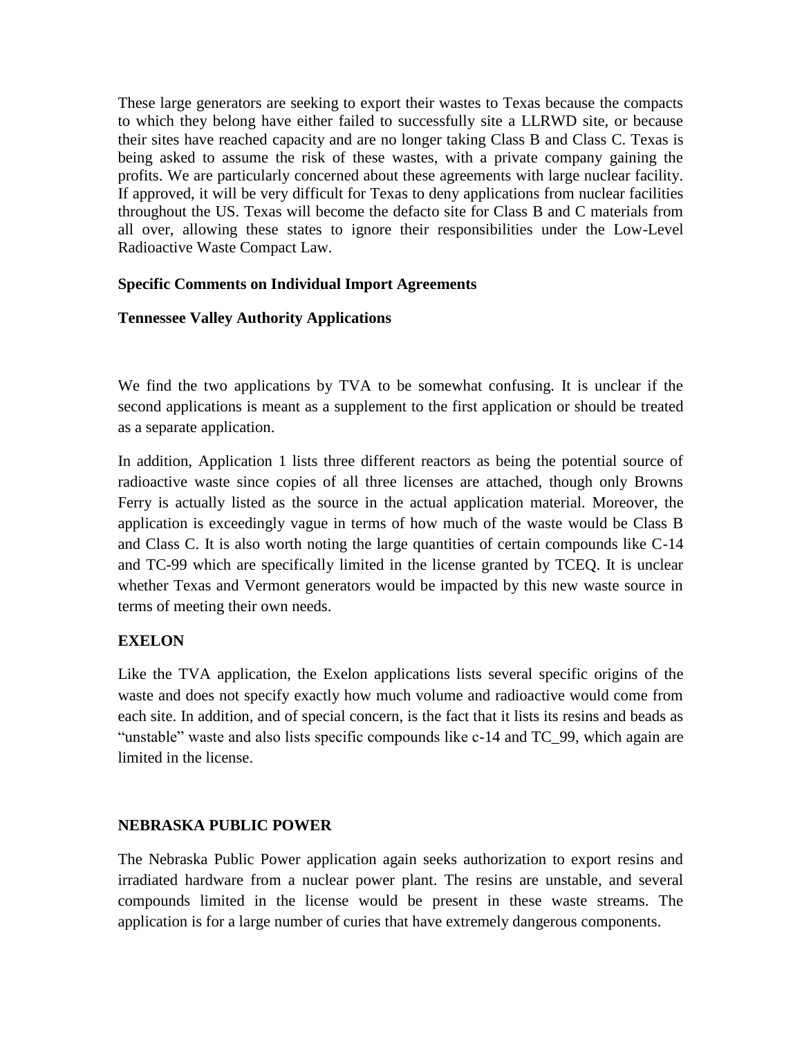These large generators are seeking to export their wastes to Texas because the compacts to which they belong have either failed to successfully site a LLRWD site, or because their sites have reached capacity and are no longer taking Class B and Class C. Texas is being asked to assume the risk of these wastes, with a private company gaining the profits. We are particularly concerned about these agreements with large nuclear facility. If approved, it will be very difficult for Texas to deny applications from nuclear facilities throughout the US. Texas will become the defacto site for Class B and C materials from all over, allowing these states to ignore their responsibilities under the Low-Level Radioactive Waste Compact Law.

**Specific Comments on Individual Import Agreements**

**Tennessee Valley Authority Applications**

We find the two applications by TVA to be somewhat confusing. It is unclear if the second applications is meant as a supplement to the first application or should be treated as a separate application.

In addition, Application 1 lists three different reactors as being the potential source of radioactive waste since copies of all three licenses are attached, though only Browns Ferry is actually listed as the source in the actual application material. Moreover, the application is exceedingly vague in terms of how much of the waste would be Class B and Class C. It is also worth noting the large quantities of certain compounds like C-14 and TC-99 which are specifically limited in the license granted by TCEQ. It is unclear whether Texas and Vermont generators would be impacted by this new waste source in terms of meeting their own needs.

**EXELON**

Like the TVA application, the Exelon applications lists several specific origins of the waste and does not specify exactly how much volume and radioactive would come from each site. In addition, and of special concern, is the fact that it lists its resins and beads as "unstable" waste and also lists specific compounds like c-14 and TC_99, which again are limited in the license.

**NEBRASKA PUBLIC POWER**

The Nebraska Public Power application again seeks authorization to export resins and irradiated hardware from a nuclear power plant. The resins are unstable, and several compounds limited in the license would be present in these waste streams. The application is for a large number of curies that have extremely dangerous components.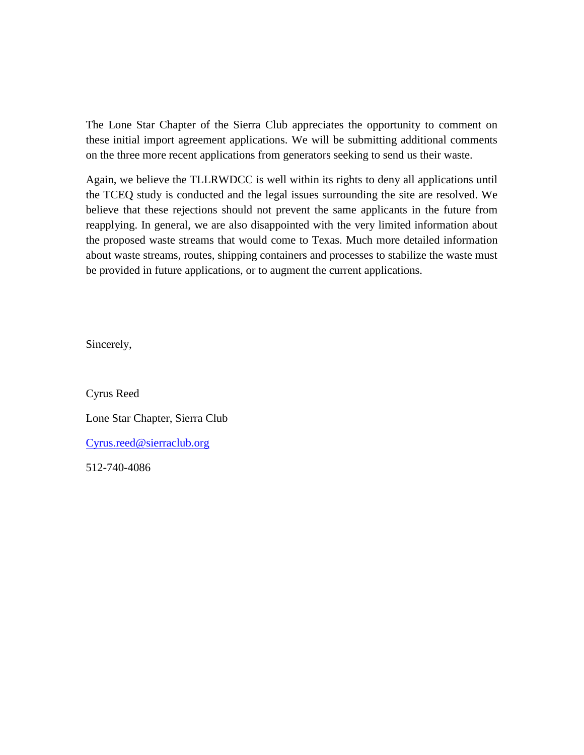The Lone Star Chapter of the Sierra Club appreciates the opportunity to comment on these initial import agreement applications. We will be submitting additional comments on the three more recent applications from generators seeking to send us their waste.

Again, we believe the TLLRWDCC is well within its rights to deny all applications until the TCEQ study is conducted and the legal issues surrounding the site are resolved. We believe that these rejections should not prevent the same applicants in the future from reapplying. In general, we are also disappointed with the very limited information about the proposed waste streams that would come to Texas. Much more detailed information about waste streams, routes, shipping containers and processes to stabilize the waste must be provided in future applications, or to augment the current applications.

Sincerely,

Cyrus Reed

Lone Star Chapter, Sierra Club

Cyrus.reed@sierraclub.org

512-740-4086